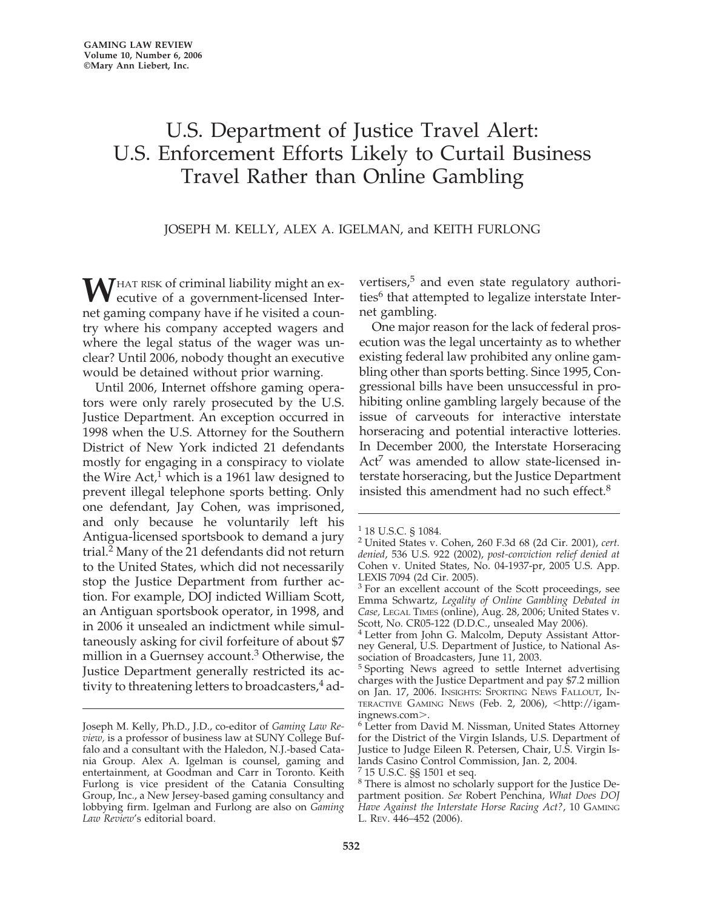# U.S. Department of Justice Travel Alert: U.S. Enforcement Efforts Likely to Curtail Business Travel Rather than Online Gambling

JOSEPH M. KELLY, ALEX A. IGELMAN, and KEITH FURLONG

**W**HAT RISK of criminal liability might an executive of a government-licensed Internet gaming company have if he visited a country where his company accepted wagers and where the legal status of the wager was unclear? Until 2006, nobody thought an executive would be detained without prior warning.

Until 2006, Internet offshore gaming operators were only rarely prosecuted by the U.S. Justice Department. An exception occurred in 1998 when the U.S. Attorney for the Southern District of New York indicted 21 defendants mostly for engaging in a conspiracy to violate the Wire Act,[1] which is a 1961 law designed to prevent illegal telephone sports betting. Only one defendant, Jay Cohen, was imprisoned, and only because he voluntarily left his Antigua-licensed sportsbook to demand a jury trial.[2] Many of the 21 defendants did not return to the United States, which did not necessarily stop the Justice Department from further action. For example, DOJ indicted William Scott, an Antiguan sportsbook operator, in 1998, and in 2006 it unsealed an indictment while simultaneously asking for civil forfeiture of about $7 million in a Guernsey account.[3] Otherwise, the Justice Department generally restricted its activity to threatening letters to broadcasters,[4] advertisers,[5] and even state regulatory authorities[6] that attempted to legalize interstate Internet gambling.

One major reason for the lack of federal prosecution was the legal uncertainty as to whether existing federal law prohibited any online gambling other than sports betting. Since 1995, Congressional bills have been unsuccessful in prohibiting online gambling largely because of the issue of carveouts for interactive interstate horseracing and potential interactive lotteries. In December 2000, the Interstate Horseracing Act[7] was amended to allow state-licensed interstate horseracing, but the Justice Department insisted this amendment had no such effect.[8]

---

Joseph M. Kelly, Ph.D., J.D., co-editor of *Gaming Law Review,* is a professor of business law at SUNY College Buffalo and a consultant with the Haledon, N.J.-based Catania Group. Alex A. Igelman is counsel, gaming and entertainment, at Goodman and Carr in Toronto. Keith Furlong is vice president of the Catania Consulting Group, Inc., a New Jersey-based gaming consultancy and lobbying firm. Igelman and Furlong are also on *Gaming Law Review*'s editorial board.

---

[1] 18 U.S.C. § 1084.

[2] United States v. Cohen, 260 F.3d 68 (2d Cir. 2001), *cert. denied*, 536 U.S. 922 (2002), *post-conviction relief denied at* Cohen v. United States, No. 04-1937-pr, 2005 U.S. App. LEXIS 7094 (2d Cir. 2005).

[3] For an excellent account of the Scott proceedings, see Emma Schwartz, *Legality of Online Gambling Debated in Case,* LEGAL TIMES (online), Aug. 28, 2006; United States v. Scott, No. CR05-122 (D.D.C., unsealed May 2006).

[4] Letter from John G. Malcolm, Deputy Assistant Attorney General, U.S. Department of Justice, to National Association of Broadcasters, June 11, 2003.

[5] Sporting News agreed to settle Internet advertising charges with the Justice Department and pay $7.2 million on Jan. 17, 2006. INSIGHTS: SPORTING NEWS FALLOUT, INTERACTIVE GAMING NEWS (Feb. 2, 2006), <http://igamingnews.com>.

[6] Letter from David M. Nissman, United States Attorney for the District of the Virgin Islands, U.S. Department of Justice to Judge Eileen R. Petersen, Chair, U.S. Virgin Islands Casino Control Commission, Jan. 2, 2004.

[7] 15 U.S.C. §§ 1501 et seq.

[8] There is almost no scholarly support for the Justice Department position. *See* Robert Penchina, *What Does DOJ Have Against the Interstate Horse Racing Act?*, 10 GAMING L. REV. 446–452 (2006).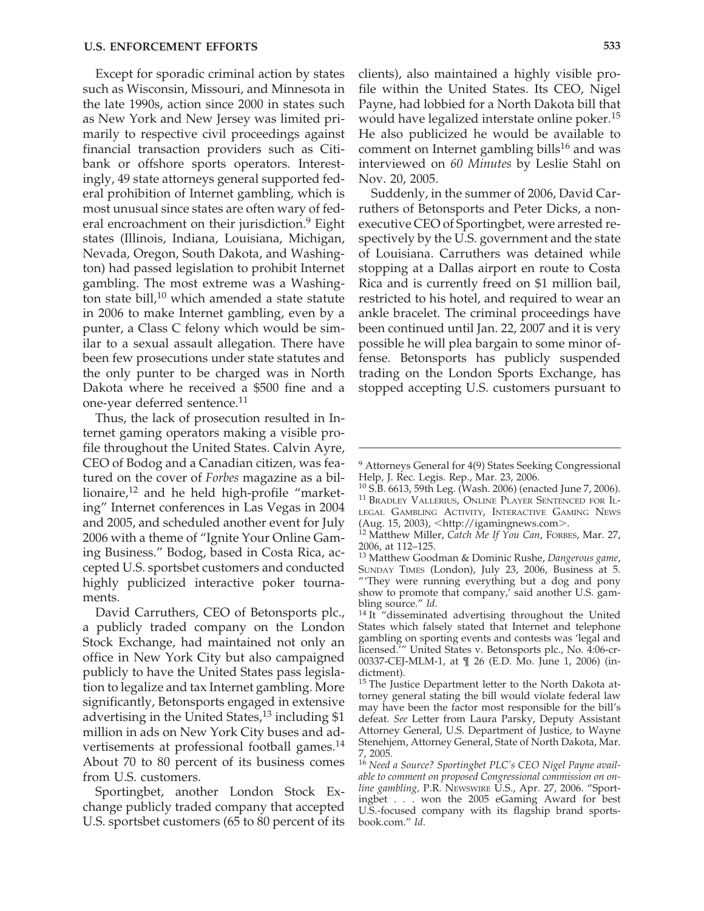Except for sporadic criminal action by states such as Wisconsin, Missouri, and Minnesota in the late 1990s, action since 2000 in states such as New York and New Jersey was limited primarily to respective civil proceedings against financial transaction providers such as Citibank or offshore sports operators. Interestingly, 49 state attorneys general supported federal prohibition of Internet gambling, which is most unusual since states are often wary of federal encroachment on their jurisdiction.[9] Eight states (Illinois, Indiana, Louisiana, Michigan, Nevada, Oregon, South Dakota, and Washington) had passed legislation to prohibit Internet gambling. The most extreme was a Washington state bill,[10] which amended a state statute in 2006 to make Internet gambling, even by a punter, a Class C felony which would be similar to a sexual assault allegation. There have been few prosecutions under state statutes and the only punter to be charged was in North Dakota where he received a $500 fine and a one-year deferred sentence.[11]

Thus, the lack of prosecution resulted in Internet gaming operators making a visible profile throughout the United States. Calvin Ayre, CEO of Bodog and a Canadian citizen, was featured on the cover of *Forbes* magazine as a billionaire,[12] and he held high-profile "marketing" Internet conferences in Las Vegas in 2004 and 2005, and scheduled another event for July 2006 with a theme of "Ignite Your Online Gaming Business." Bodog, based in Costa Rica, accepted U.S. sportsbet customers and conducted highly publicized interactive poker tournaments.

David Carruthers, CEO of Betonsports plc., a publicly traded company on the London Stock Exchange, had maintained not only an office in New York City but also campaigned publicly to have the United States pass legislation to legalize and tax Internet gambling. More significantly, Betonsports engaged in extensive advertising in the United States,[13] including $1 million in ads on New York City buses and advertisements at professional football games.[14] About 70 to 80 percent of its business comes from U.S. customers.

Sportingbet, another London Stock Exchange publicly traded company that accepted U.S. sportsbet customers (65 to 80 percent of its clients), also maintained a highly visible profile within the United States. Its CEO, Nigel Payne, had lobbied for a North Dakota bill that would have legalized interstate online poker.[15] He also publicized he would be available to comment on Internet gambling bills[16] and was interviewed on *60 Minutes* by Leslie Stahl on Nov. 20, 2005.

Suddenly, in the summer of 2006, David Carruthers of Betonsports and Peter Dicks, a nonexecutive CEO of Sportingbet, were arrested respectively by the U.S. government and the state of Louisiana. Carruthers was detained while stopping at a Dallas airport en route to Costa Rica and is currently freed on $1 million bail, restricted to his hotel, and required to wear an ankle bracelet. The criminal proceedings have been continued until Jan. 22, 2007 and it is very possible he will plea bargain to some minor offense. Betonsports has publicly suspended trading on the London Sports Exchange, has stopped accepting U.S. customers pursuant to

---

[9] Attorneys General for 4(9) States Seeking Congressional Help, J. Rec. Legis. Rep., Mar. 23, 2006.

[10] S.B. 6613, 59th Leg. (Wash. 2006) (enacted June 7, 2006).

[11] Bradley Vallerius, Online Player Sentenced for Illegal Gambling Activity, Interactive Gaming News (Aug. 15, 2003), <http://igamingnews.com>.

[12] Matthew Miller, *Catch Me If You Can*, Forbes, Mar. 27, 2006, at 112–125.

[13] Matthew Goodman & Dominic Rushe, *Dangerous game*, Sunday Times (London), July 23, 2006, Business at 5. "'They were running everything but a dog and pony show to promote that company,' said another U.S. gambling source." *Id*.

[14] It "disseminated advertising throughout the United States which falsely stated that Internet and telephone gambling on sporting events and contests was 'legal and licensed.'" United States v. Betonsports plc., No. 4:06-cr-00337-CEJ-MLM-1, at ¶ 26 (E.D. Mo. June 1, 2006) (indictment).

[15] The Justice Department letter to the North Dakota attorney general stating the bill would violate federal law may have been the factor most responsible for the bill's defeat. *See* Letter from Laura Parsky, Deputy Assistant Attorney General, U.S. Department of Justice, to Wayne Stenehjem, Attorney General, State of North Dakota, Mar. 7, 2005.

[16] *Need a Source? Sportingbet PLC's CEO Nigel Payne available to comment on proposed Congressional commission on online gambling,* P.R. Newswire U.S., Apr. 27, 2006. "Sportingbet . . . won the 2005 eGaming Award for best U.S.-focused company with its flagship brand sportsbook.com." *Id*.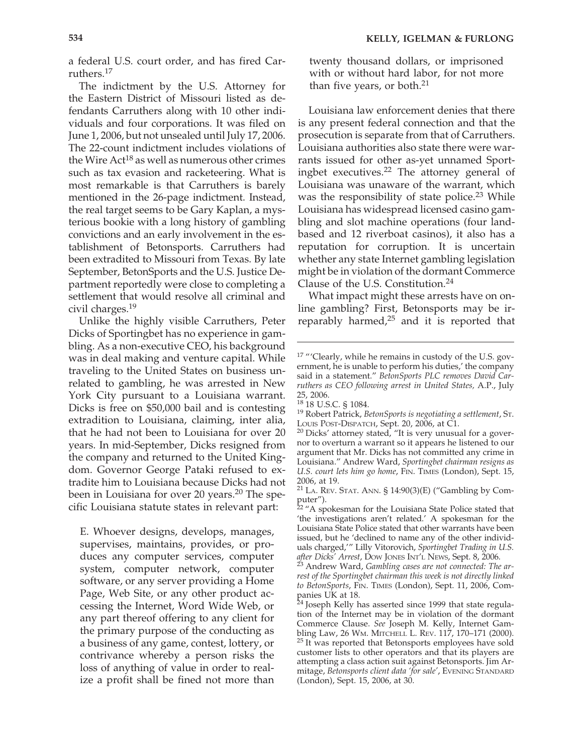a federal U.S. court order, and has fired Carruthers.[17]

The indictment by the U.S. Attorney for the Eastern District of Missouri listed as defendants Carruthers along with 10 other individuals and four corporations. It was filed on June 1, 2006, but not unsealed until July 17, 2006. The 22-count indictment includes violations of the Wire Act[18] as well as numerous other crimes such as tax evasion and racketeering. What is most remarkable is that Carruthers is barely mentioned in the 26-page indictment. Instead, the real target seems to be Gary Kaplan, a mysterious bookie with a long history of gambling convictions and an early involvement in the establishment of Betonsports. Carruthers had been extradited to Missouri from Texas. By late September, BetonSports and the U.S. Justice Department reportedly were close to completing a settlement that would resolve all criminal and civil charges.[19]

Unlike the highly visible Carruthers, Peter Dicks of Sportingbet has no experience in gambling. As a non-executive CEO, his background was in deal making and venture capital. While traveling to the United States on business unrelated to gambling, he was arrested in New York City pursuant to a Louisiana warrant. Dicks is free on $50,000 bail and is contesting extradition to Louisiana, claiming, inter alia, that he had not been to Louisiana for over 20 years. In mid-September, Dicks resigned from the company and returned to the United Kingdom. Governor George Pataki refused to extradite him to Louisiana because Dicks had not been in Louisiana for over 20 years.[20] The specific Louisiana statute states in relevant part:

> E. Whoever designs, develops, manages, supervises, maintains, provides, or produces any computer services, computer system, computer network, computer software, or any server providing a Home Page, Web Site, or any other product accessing the Internet, Word Wide Web, or any part thereof offering to any client for the primary purpose of the conducting as a business of any game, contest, lottery, or contrivance whereby a person risks the loss of anything of value in order to realize a profit shall be fined not more than twenty thousand dollars, or imprisoned with or without hard labor, for not more than five years, or both.[21]

Louisiana law enforcement denies that there is any present federal connection and that the prosecution is separate from that of Carruthers. Louisiana authorities also state there were warrants issued for other as-yet unnamed Sportingbet executives.[22] The attorney general of Louisiana was unaware of the warrant, which was the responsibility of state police.[23] While Louisiana has widespread licensed casino gambling and slot machine operations (four land-based and 12 riverboat casinos), it also has a reputation for corruption. It is uncertain whether any state Internet gambling legislation might be in violation of the dormant Commerce Clause of the U.S. Constitution.[24]

What impact might these arrests have on online gambling? First, Betonsports may be irreparably harmed,[25] and it is reported that

---

[17] "'Clearly, while he remains in custody of the U.S. government, he is unable to perform his duties,' the company said in a statement." *BetonSports PLC removes David Carruthers as CEO following arrest in United States,* A.P., July 25, 2006.

[18] 18 U.S.C. § 1084.

[19] Robert Patrick, *BetonSports is negotiating a settlement*, St. Louis Post-Dispatch, Sept. 20, 2006, at C1.

[20] Dicks' attorney stated, "It is very unusual for a governor to overturn a warrant so it appears he listened to our argument that Mr. Dicks has not committed any crime in Louisiana." Andrew Ward, *Sportingbet chairman resigns as U.S. court lets him go home*, Fin. Times (London), Sept. 15, 2006, at 19.

[21] La. Rev. Stat. Ann. § 14:90(3)(E) ("Gambling by Computer").

[22] "A spokesman for the Louisiana State Police stated that 'the investigations aren't related.' A spokesman for the Louisiana State Police stated that other warrants have been issued, but he 'declined to name any of the other individuals charged,'" Lilly Vitorovich, *Sportingbet Trading in U.S. after Dicks' Arrest*, Dow Jones Int'l News, Sept. 8, 2006.

[23] Andrew Ward, *Gambling cases are not connected: The arrest of the Sportingbet chairman this week is not directly linked to BetonSports*, Fin. Times (London), Sept. 11, 2006, Companies UK at 18.

[24] Joseph Kelly has asserted since 1999 that state regulation of the Internet may be in violation of the dormant Commerce Clause. *See* Joseph M. Kelly, Internet Gambling Law, 26 Wm. Mitchell L. Rev. 117, 170–171 (2000).

[25] It was reported that Betonsports employees have sold customer lists to other operators and that its players are attempting a class action suit against Betonsports. Jim Armitage, *Betonsports client data 'for sale'*, Evening Standard (London), Sept. 15, 2006, at 30.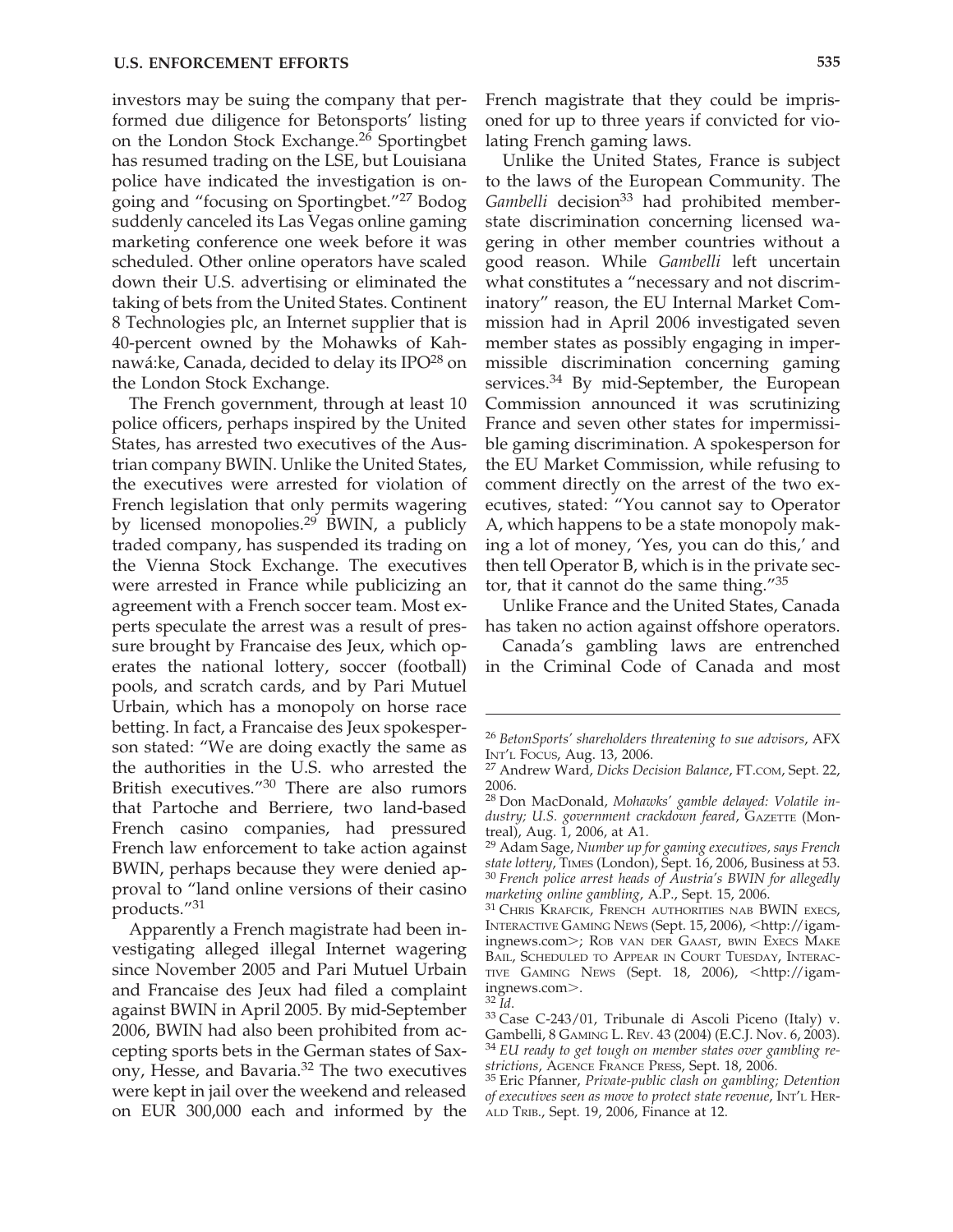investors may be suing the company that performed due diligence for Betonsports' listing on the London Stock Exchange.[26] Sportingbet has resumed trading on the LSE, but Louisiana police have indicated the investigation is ongoing and "focusing on Sportingbet."[27] Bodog suddenly canceled its Las Vegas online gaming marketing conference one week before it was scheduled. Other online operators have scaled down their U.S. advertising or eliminated the taking of bets from the United States. Continent 8 Technologies plc, an Internet supplier that is 40-percent owned by the Mohawks of Kahnawá:ke, Canada, decided to delay its IPO[28] on the London Stock Exchange.

The French government, through at least 10 police officers, perhaps inspired by the United States, has arrested two executives of the Austrian company BWIN. Unlike the United States, the executives were arrested for violation of French legislation that only permits wagering by licensed monopolies.[29] BWIN, a publicly traded company, has suspended its trading on the Vienna Stock Exchange. The executives were arrested in France while publicizing an agreement with a French soccer team. Most experts speculate the arrest was a result of pressure brought by Francaise des Jeux, which operates the national lottery, soccer (football) pools, and scratch cards, and by Pari Mutuel Urbain, which has a monopoly on horse race betting. In fact, a Francaise des Jeux spokesperson stated: "We are doing exactly the same as the authorities in the U.S. who arrested the British executives."[30] There are also rumors that Partoche and Berriere, two land-based French casino companies, had pressured French law enforcement to take action against BWIN, perhaps because they were denied approval to "land online versions of their casino products."[31]

Apparently a French magistrate had been investigating alleged illegal Internet wagering since November 2005 and Pari Mutuel Urbain and Francaise des Jeux had filed a complaint against BWIN in April 2005. By mid-September 2006, BWIN had also been prohibited from accepting sports bets in the German states of Saxony, Hesse, and Bavaria.[32] The two executives were kept in jail over the weekend and released on EUR 300,000 each and informed by the French magistrate that they could be imprisoned for up to three years if convicted for violating French gaming laws.

Unlike the United States, France is subject to the laws of the European Community. The *Gambelli* decision[33] had prohibited member-state discrimination concerning licensed wagering in other member countries without a good reason. While *Gambelli* left uncertain what constitutes a "necessary and not discriminatory" reason, the EU Internal Market Commission had in April 2006 investigated seven member states as possibly engaging in impermissible discrimination concerning gaming services.[34] By mid-September, the European Commission announced it was scrutinizing France and seven other states for impermissible gaming discrimination. A spokesperson for the EU Market Commission, while refusing to comment directly on the arrest of the two executives, stated: "You cannot say to Operator A, which happens to be a state monopoly making a lot of money, 'Yes, you can do this,' and then tell Operator B, which is in the private sector, that it cannot do the same thing."[35]

Unlike France and the United States, Canada has taken no action against offshore operators.

Canada's gambling laws are entrenched in the Criminal Code of Canada and most

---

[26] *BetonSports' shareholders threatening to sue advisors*, AFX Int'l Focus, Aug. 13, 2006.

[27] Andrew Ward, *Dicks Decision Balance*, FT.com, Sept. 22, 2006.

[28] Don MacDonald, *Mohawks' gamble delayed: Volatile industry; U.S. government crackdown feared*, Gazette (Montreal), Aug. 1, 2006, at A1.

[29] Adam Sage, *Number up for gaming executives, says French state lottery*, Times (London), Sept. 16, 2006, Business at 53.

[30] *French police arrest heads of Austria's BWIN for allegedly marketing online gambling*, A.P., Sept. 15, 2006.

[31] Chris Krafcik, French authorities nab BWIN execs, Interactive Gaming News (Sept. 15, 2006), <http://igamingnews.com>; Rob van der Gaast, bwin Execs Make Bail, Scheduled to Appear in Court Tuesday, Interactive Gaming News (Sept. 18, 2006), <http://igamingnews.com>.

[32] *Id.*

[33] Case C-243/01, Tribunale di Ascoli Piceno (Italy) v. Gambelli, 8 Gaming L. Rev. 43 (2004) (E.C.J. Nov. 6, 2003).

[34] *EU ready to get tough on member states over gambling restrictions*, Agence France Press, Sept. 18, 2006.

[35] Eric Pfanner, *Private-public clash on gambling; Detention of executives seen as move to protect state revenue*, Int'l Herald Trib., Sept. 19, 2006, Finance at 12.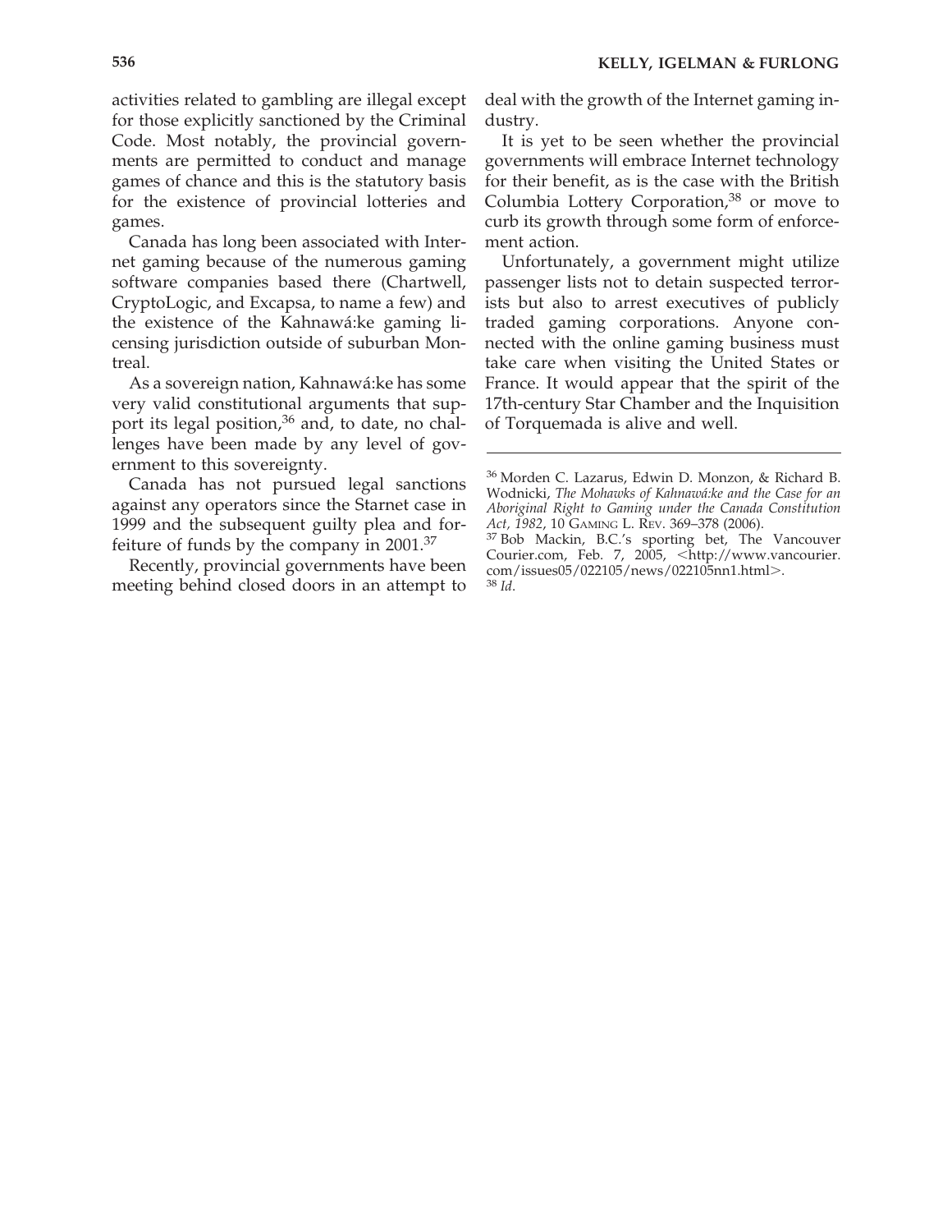activities related to gambling are illegal except for those explicitly sanctioned by the Criminal Code. Most notably, the provincial governments are permitted to conduct and manage games of chance and this is the statutory basis for the existence of provincial lotteries and games.

Canada has long been associated with Internet gaming because of the numerous gaming software companies based there (Chartwell, CryptoLogic, and Excapsa, to name a few) and the existence of the Kahnawá:ke gaming licensing jurisdiction outside of suburban Montreal.

As a sovereign nation, Kahnawá:ke has some very valid constitutional arguments that support its legal position,[36] and, to date, no challenges have been made by any level of government to this sovereignty.

Canada has not pursued legal sanctions against any operators since the Starnet case in 1999 and the subsequent guilty plea and forfeiture of funds by the company in 2001.[37]

Recently, provincial governments have been meeting behind closed doors in an attempt to deal with the growth of the Internet gaming industry.

It is yet to be seen whether the provincial governments will embrace Internet technology for their benefit, as is the case with the British Columbia Lottery Corporation,[38] or move to curb its growth through some form of enforcement action.

Unfortunately, a government might utilize passenger lists not to detain suspected terrorists but also to arrest executives of publicly traded gaming corporations. Anyone connected with the online gaming business must take care when visiting the United States or France. It would appear that the spirit of the 17th-century Star Chamber and the Inquisition of Torquemada is alive and well.

---

[36] Morden C. Lazarus, Edwin D. Monzon, & Richard B. Wodnicki, *The Mohawks of Kahnawá:ke and the Case for an Aboriginal Right to Gaming under the Canada Constitution Act, 1982*, 10 GAMING L. REV. 369–378 (2006).

[37] Bob Mackin, B.C.'s sporting bet, The Vancouver Courier.com, Feb. 7, 2005, <http://www.vancourier.com/issues05/022105/news/022105nn1.html>.

[38] *Id.*